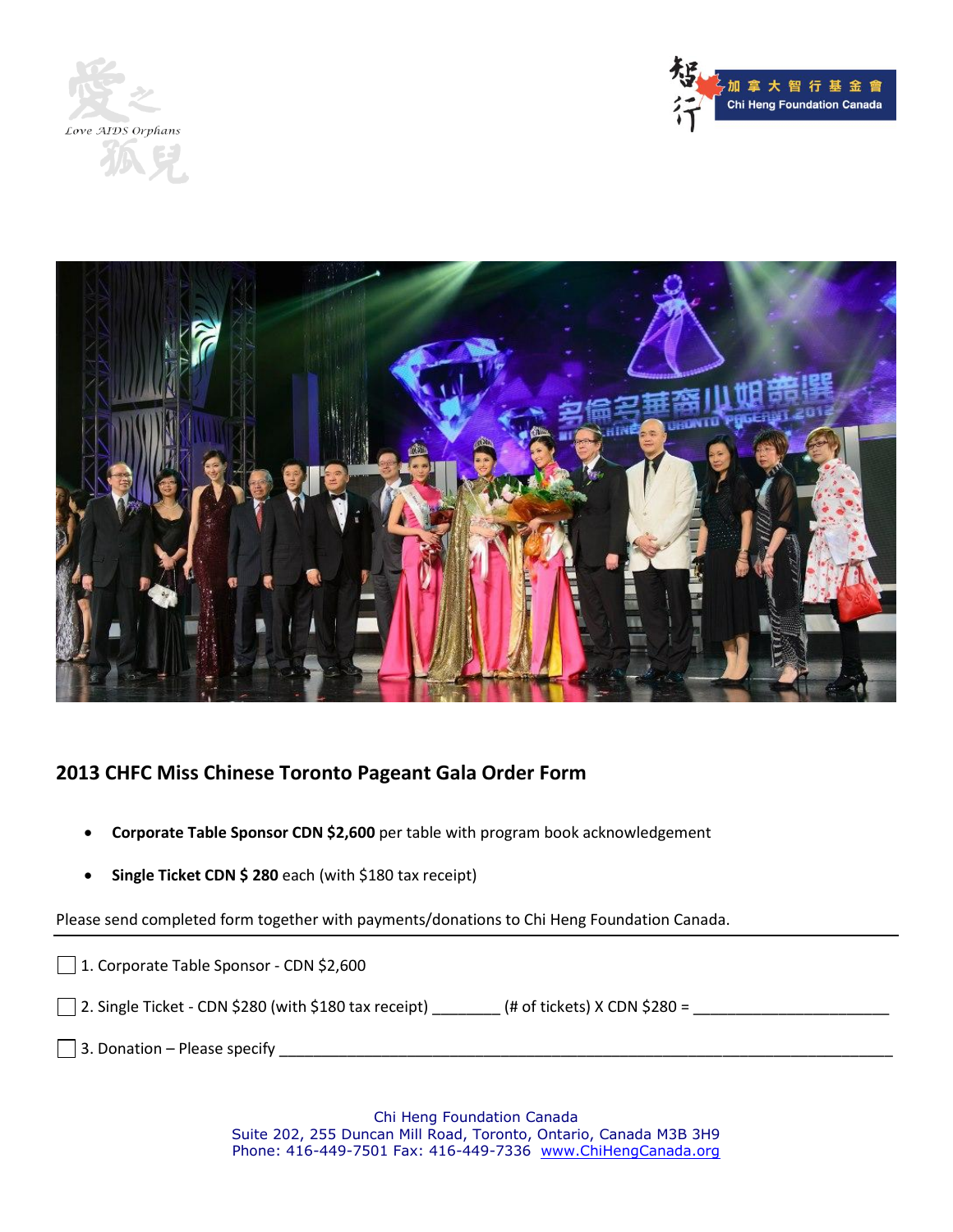## 2013 CHFC Miss Chinese Toronto Pageant Gala Order Form

- **Corporate Table Sponsor CDN $2,600** per table with program book acknowledgement
- **Single Ticket CDN $ 280** each (with $180 tax receipt)

Please send completed form together with payments/donations to Chi Heng Foundation Canada.

---

☐ 1. Corporate Table Sponsor - CDN $2,600

☐ 2. Single Ticket - CDN $280 (with $180 tax receipt) ________ (# of tickets) X CDN $280 = ________________________

☐ 3. Donation – Please specify ________________________________________________________________________________

Chi Heng Foundation Canada
Suite 202, 255 Duncan Mill Road, Toronto, Ontario, Canada M3B 3H9
Phone: 416-449-7501 Fax: 416-449-7336 www.ChiHengCanada.org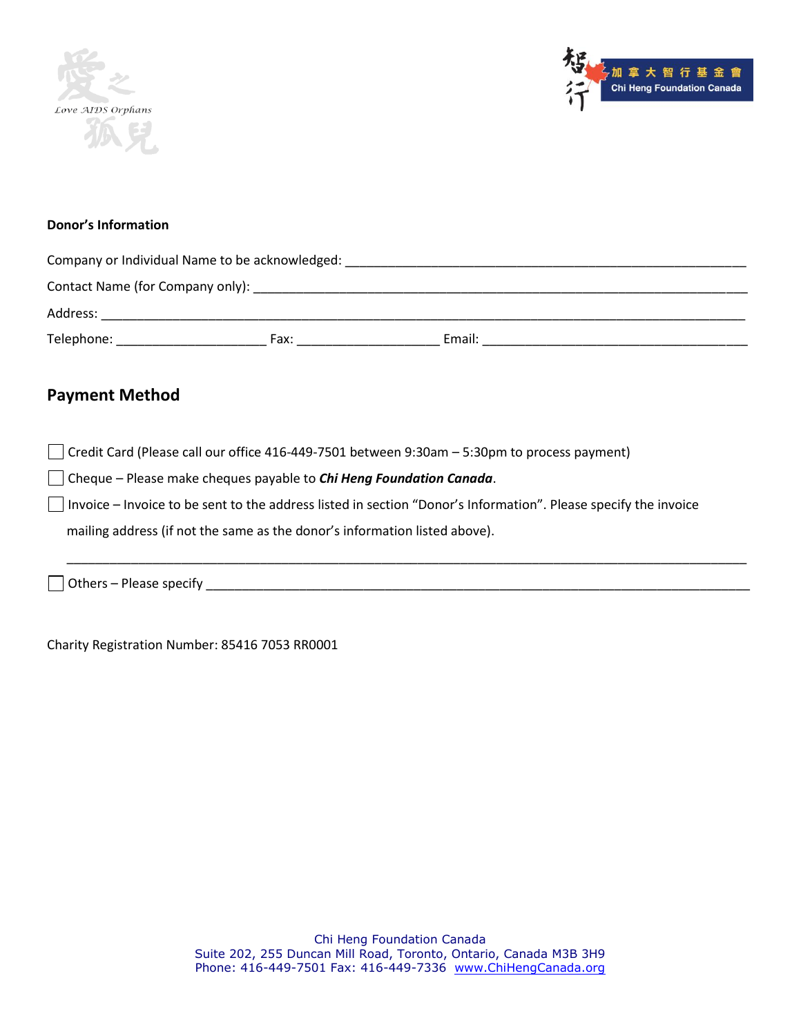**Donor's Information**

Company or Individual Name to be acknowledged: ______________________________________________________

Contact Name (for Company only): ______________________________________________________________

Address: _____________________________________________________________________________________

Telephone: ____________________ Fax: ___________________ Email: ___________________________________

## Payment Method

☐ Credit Card (Please call our office 416-449-7501 between 9:30am – 5:30pm to process payment)

☐ Cheque – Please make cheques payable to ***Chi Heng Foundation Canada***.

☐ Invoice – Invoice to be sent to the address listed in section "Donor's Information". Please specify the invoice mailing address (if not the same as the donor's information listed above).

_____________________________________________________________________________________________

☐ Others – Please specify ___________________________________________________________________

Charity Registration Number: 85416 7053 RR0001

Chi Heng Foundation Canada
Suite 202, 255 Duncan Mill Road, Toronto, Ontario, Canada M3B 3H9
Phone: 416-449-7501 Fax: 416-449-7336 www.ChiHengCanada.org